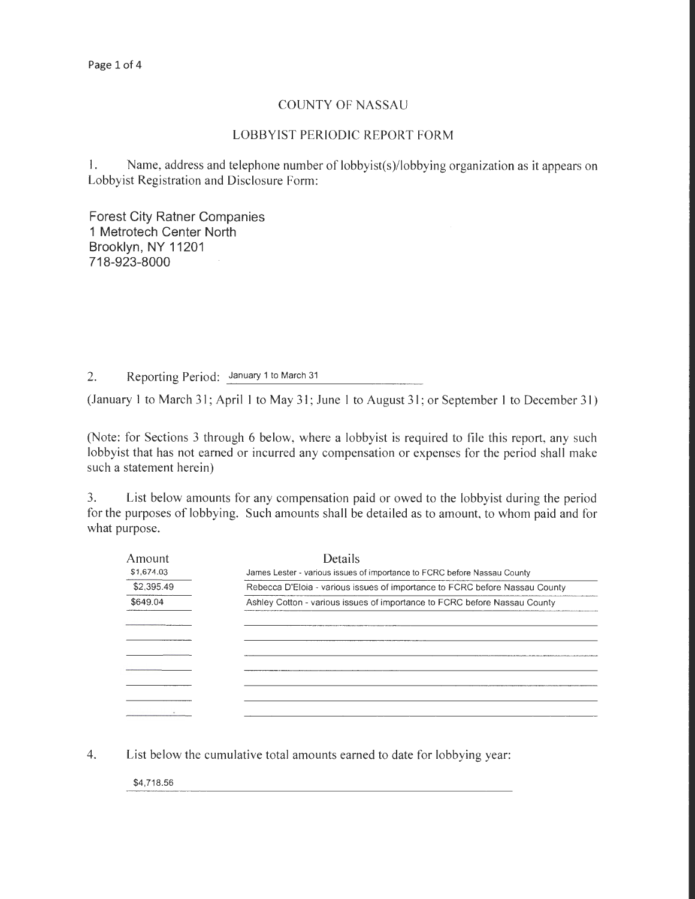# COUNTY OF NASSAU

## LOBBYIST PERIODIC REPORT FORM

1. Name, address and telephone number of lobbyist(s)/lobbying organization as it appears on Lobbyist Registration and Disclosure Form:

Forest City Ratner Companies
1 Metrotech Center North
Brooklyn, NY 11201
718-923-8000

2. Reporting Period: January 1 to March 31

(January 1 to March 31; April 1 to May 31; June 1 to August 31; or September 1 to December 31)

(Note: for Sections 3 through 6 below, where a lobbyist is required to file this report, any such lobbyist that has not earned or incurred any compensation or expenses for the period shall make such a statement herein)

3. List below amounts for any compensation paid or owed to the lobbyist during the period for the purposes of lobbying. Such amounts shall be detailed as to amount, to whom paid and for what purpose.

| Amount | Details |
|---|---|
| $1,674.03 | James Lester - various issues of importance to FCRC before Nassau County |
| $2,395.49 | Rebecca D'Eloia - various issues of importance to FCRC before Nassau County |
| $649.04 | Ashley Cotton - various issues of importance to FCRC before Nassau County |
| | |
| | |
| | |
| | |
| | |
| | |
| | |

4. List below the cumulative total amounts earned to date for lobbying year:

$4,718.56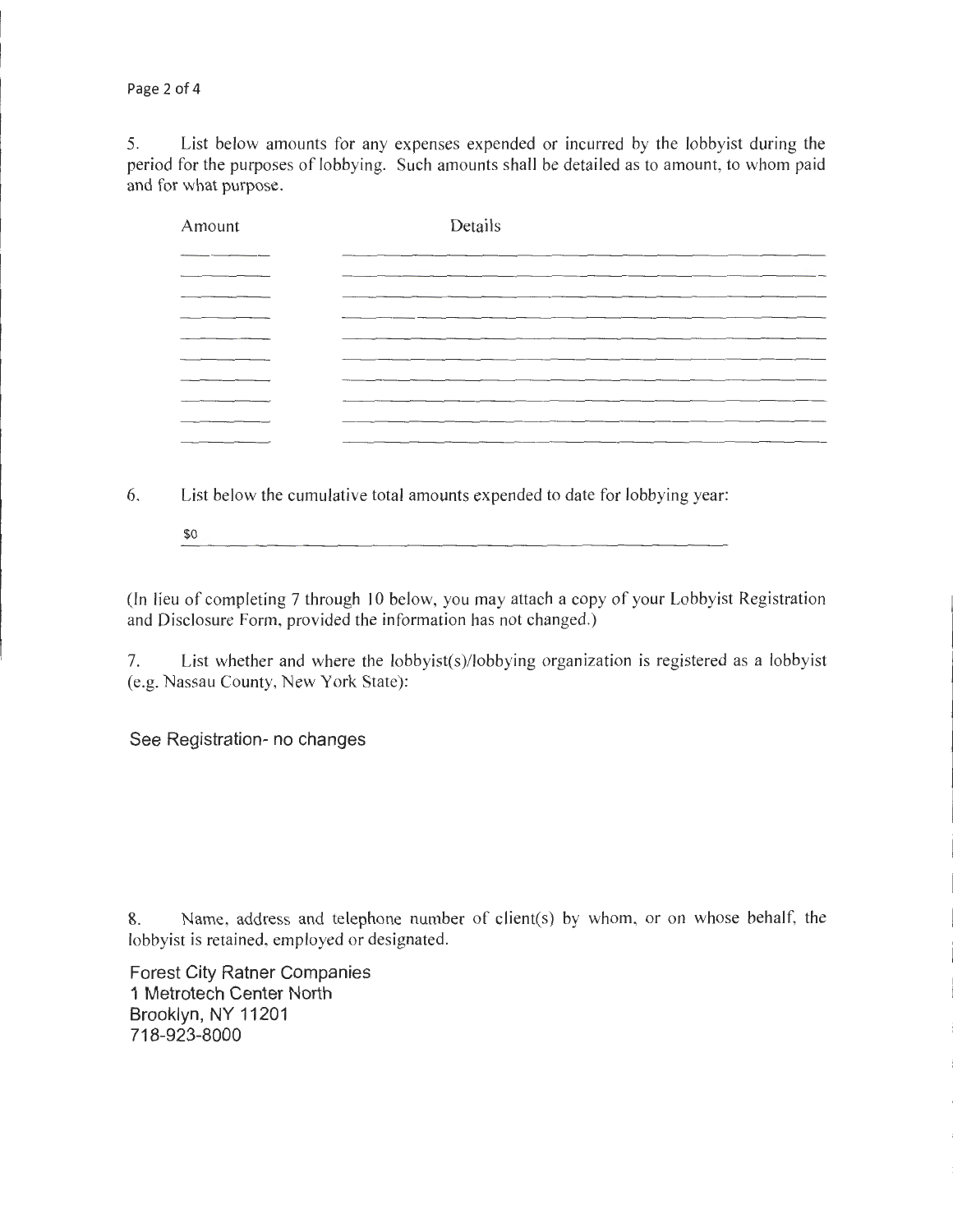5. List below amounts for any expenses expended or incurred by the lobbyist during the period for the purposes of lobbying. Such amounts shall be detailed as to amount, to whom paid and for what purpose.

| Amount | Details |
|---|---|
| | |
| | |
| | |
| | |
| | |
| | |
| | |
| | |
| | |
| | |

6. List below the cumulative total amounts expended to date for lobbying year:

$0

(In lieu of completing 7 through 10 below, you may attach a copy of your Lobbyist Registration and Disclosure Form, provided the information has not changed.)

7. List whether and where the lobbyist(s)/lobbying organization is registered as a lobbyist (e.g. Nassau County, New York State):

See Registration- no changes

8. Name, address and telephone number of client(s) by whom, or on whose behalf, the lobbyist is retained, employed or designated.

Forest City Ratner Companies
1 Metrotech Center North
Brooklyn, NY 11201
718-923-8000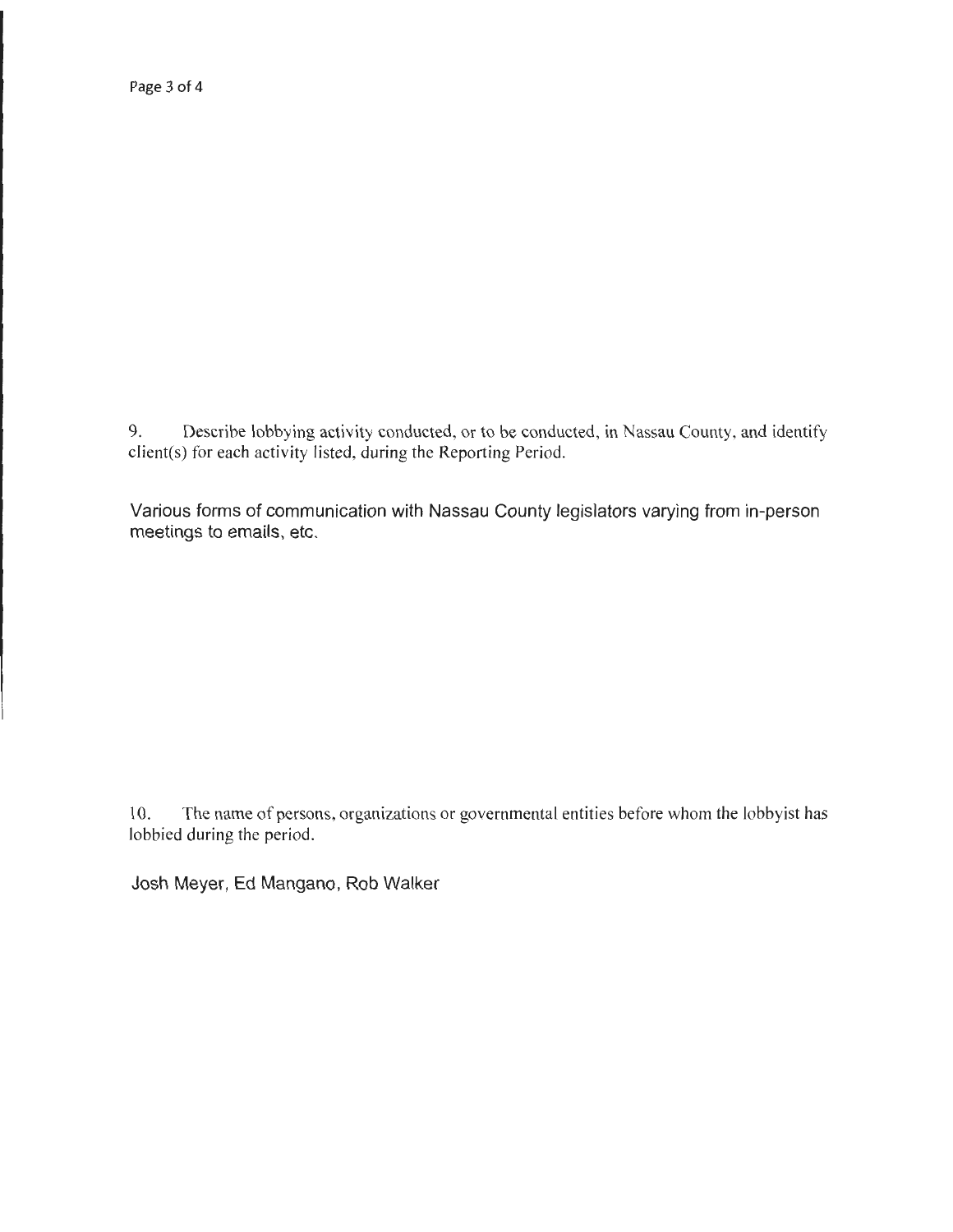9. Describe lobbying activity conducted, or to be conducted, in Nassau County, and identify client(s) for each activity listed, during the Reporting Period.

Various forms of communication with Nassau County legislators varying from in-person meetings to emails, etc.

10. The name of persons, organizations or governmental entities before whom the lobbyist has lobbied during the period.

Josh Meyer, Ed Mangano, Rob Walker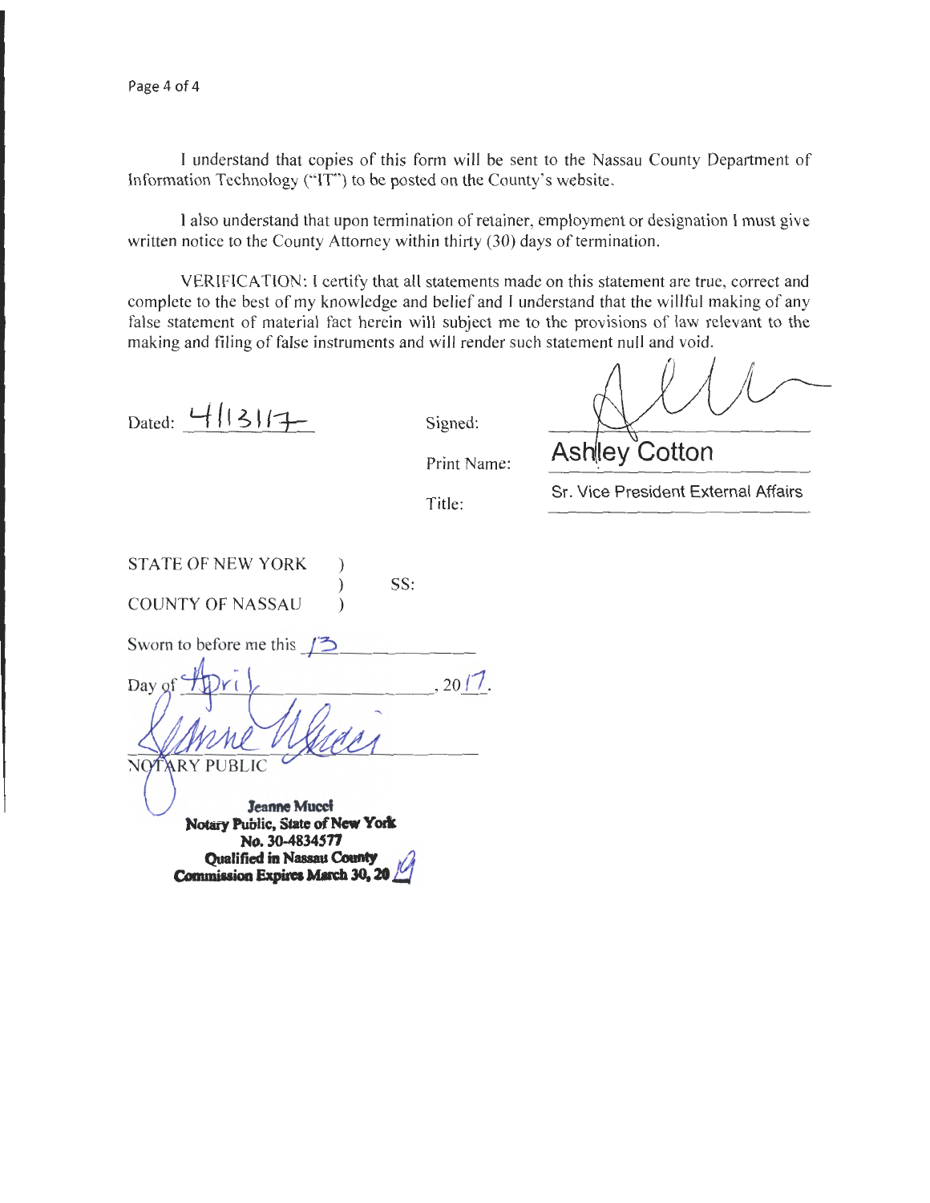I understand that copies of this form will be sent to the Nassau County Department of Information Technology ("IT") to be posted on the County's website.

I also understand that upon termination of retainer, employment or designation I must give written notice to the County Attorney within thirty (30) days of termination.

VERIFICATION: I certify that all statements made on this statement are true, correct and complete to the best of my knowledge and belief and I understand that the willful making of any false statement of material fact herein will subject me to the provisions of law relevant to the making and filing of false instruments and will render such statement null and void.

Dated: 4/13/17

Signed: 

Print Name: Ashley Cotton

Title: Sr. Vice President External Affairs

STATE OF NEW YORK )
) SS:
COUNTY OF NASSAU )

Sworn to before me this 13

Day of April, 2017.

NOTARY PUBLIC

**Jeanne Mucci**
**Notary Public, State of New York**
**No. 30-4834577**
**Qualified in Nassau County**
**Commission Expires March 30, 2019**